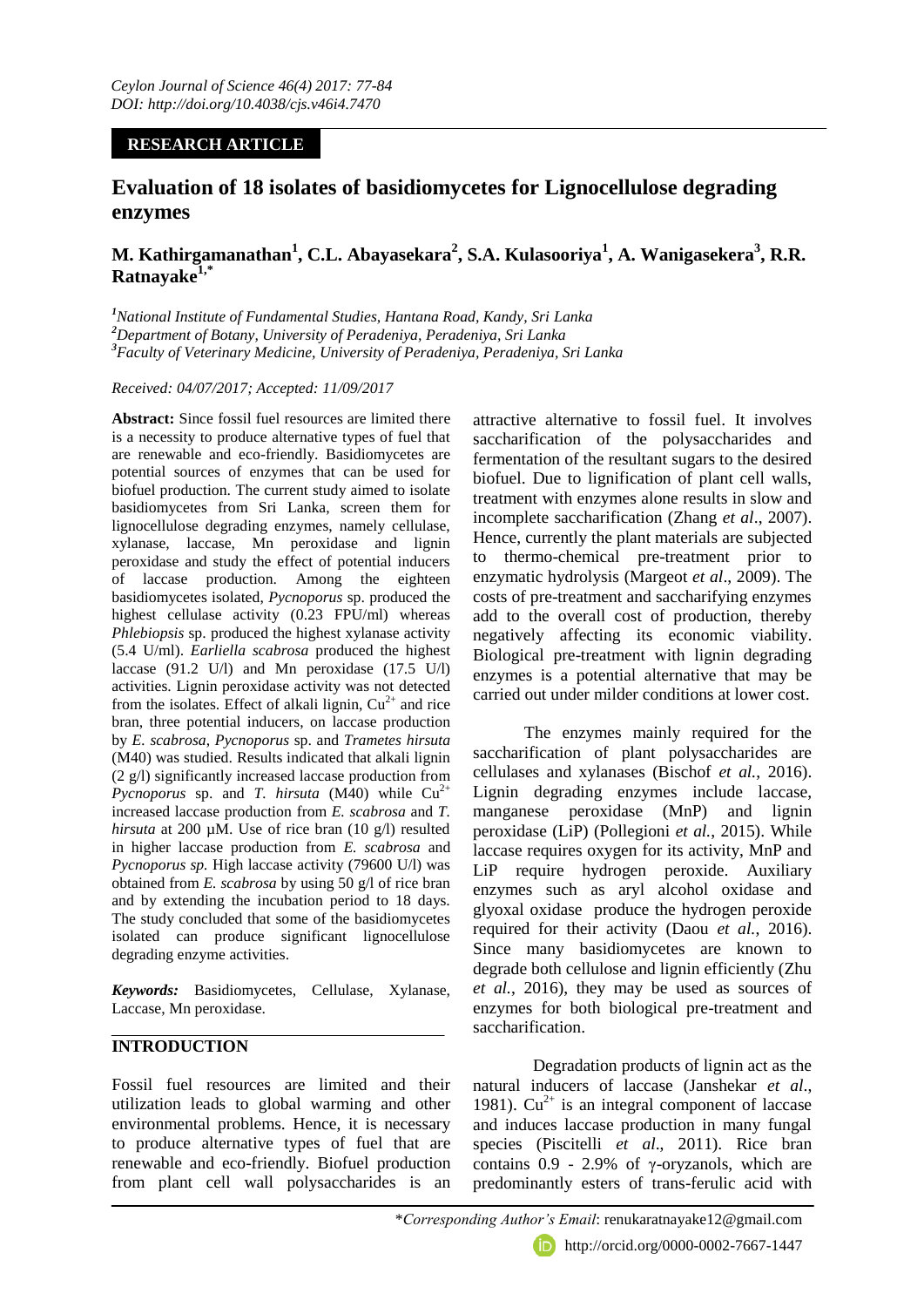**RESEARCH ARTICLE**

# Evaluation of 18 isolates of basidiomycetes for Lignocellulose degrading enzymes

**M. Kathirgamanathan[1], C.L. Abayasekara[2], S.A. Kulasooriya[1], A. Wanigasekera[3], R.R. Ratnayake[1,*]**

*[1]National Institute of Fundamental Studies, Hantana Road, Kandy, Sri Lanka*
*[2]Department of Botany, University of Peradeniya, Peradeniya, Sri Lanka*
*[3]Faculty of Veterinary Medicine, University of Peradeniya, Peradeniya, Sri Lanka*

*Received: 04/07/2017; Accepted: 11/09/2017*

**Abstract:** Since fossil fuel resources are limited there is a necessity to produce alternative types of fuel that are renewable and eco-friendly. Basidiomycetes are potential sources of enzymes that can be used for biofuel production. The current study aimed to isolate basidiomycetes from Sri Lanka, screen them for lignocellulose degrading enzymes, namely cellulase, xylanase, laccase, Mn peroxidase and lignin peroxidase and study the effect of potential inducers of laccase production. Among the eighteen basidiomycetes isolated, *Pycnoporus* sp. produced the highest cellulase activity (0.23 FPU/ml) whereas *Phlebiopsis* sp. produced the highest xylanase activity (5.4 U/ml). *Earliella scabrosa* produced the highest laccase (91.2 U/l) and Mn peroxidase (17.5 U/l) activities. Lignin peroxidase activity was not detected from the isolates. Effect of alkali lignin, $Cu^{2+}$ and rice bran, three potential inducers, on laccase production by *E. scabrosa*, *Pycnoporus* sp. and *Trametes hirsuta* (M40) was studied. Results indicated that alkali lignin (2 g/l) significantly increased laccase production from *Pycnoporus* sp. and *T. hirsuta* (M40) while $Cu^{2+}$ increased laccase production from *E. scabrosa* and *T. hirsuta* at 200 µM. Use of rice bran (10 g/l) resulted in higher laccase production from *E. scabrosa* and *Pycnoporus sp.* High laccase activity (79600 U/l) was obtained from *E. scabrosa* by using 50 g/l of rice bran and by extending the incubation period to 18 days. The study concluded that some of the basidiomycetes isolated can produce significant lignocellulose degrading enzyme activities.

***Keywords:*** Basidiomycetes, Cellulase, Xylanase, Laccase, Mn peroxidase.

## INTRODUCTION

Fossil fuel resources are limited and their utilization leads to global warming and other environmental problems. Hence, it is necessary to produce alternative types of fuel that are renewable and eco-friendly. Biofuel production from plant cell wall polysaccharides is an attractive alternative to fossil fuel. It involves saccharification of the polysaccharides and fermentation of the resultant sugars to the desired biofuel. Due to lignification of plant cell walls, treatment with enzymes alone results in slow and incomplete saccharification (Zhang *et al*., 2007). Hence, currently the plant materials are subjected to thermo-chemical pre-treatment prior to enzymatic hydrolysis (Margeot *et al*., 2009). The costs of pre-treatment and saccharifying enzymes add to the overall cost of production, thereby negatively affecting its economic viability. Biological pre-treatment with lignin degrading enzymes is a potential alternative that may be carried out under milder conditions at lower cost.

The enzymes mainly required for the saccharification of plant polysaccharides are cellulases and xylanases (Bischof *et al.*, 2016). Lignin degrading enzymes include laccase, manganese peroxidase (MnP) and lignin peroxidase (LiP) (Pollegioni *et al.*, 2015). While laccase requires oxygen for its activity, MnP and LiP require hydrogen peroxide. Auxiliary enzymes such as aryl alcohol oxidase and glyoxal oxidase produce the hydrogen peroxide required for their activity (Daou *et al.*, 2016). Since many basidiomycetes are known to degrade both cellulose and lignin efficiently (Zhu *et al.*, 2016), they may be used as sources of enzymes for both biological pre-treatment and saccharification.

Degradation products of lignin act as the natural inducers of laccase (Janshekar *et al*., 1981). $Cu^{2+}$ is an integral component of laccase and induces laccase production in many fungal species (Piscitelli *et al*., 2011). Rice bran contains 0.9 - 2.9% of γ-oryzanols, which are predominantly esters of trans-ferulic acid with

\**Corresponding Author's Email*: renukaratnayake12@gmail.com

http://orcid.org/0000-0002-7667-1447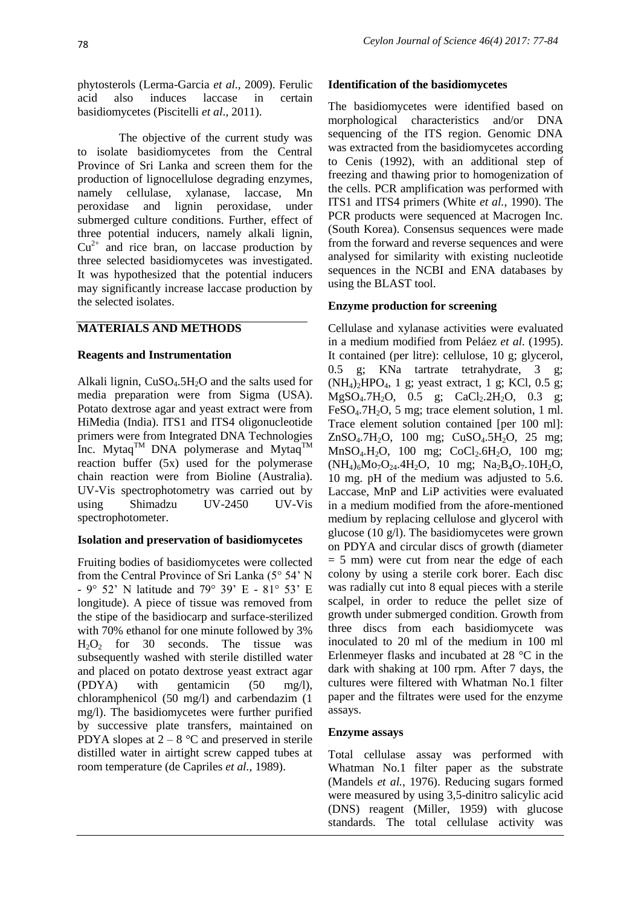phytosterols (Lerma-Garcia *et al*., 2009). Ferulic acid also induces laccase in certain basidiomycetes (Piscitelli *et al*., 2011).

The objective of the current study was to isolate basidiomycetes from the Central Province of Sri Lanka and screen them for the production of lignocellulose degrading enzymes, namely cellulase, xylanase, laccase, Mn peroxidase and lignin peroxidase, under submerged culture conditions. Further, effect of three potential inducers, namely alkali lignin, $Cu^{2+}$ and rice bran, on laccase production by three selected basidiomycetes was investigated. It was hypothesized that the potential inducers may significantly increase laccase production by the selected isolates.

## MATERIALS AND METHODS

### Reagents and Instrumentation

Alkali lignin, $CuSO_4.5H_2O$ and the salts used for media preparation were from Sigma (USA). Potato dextrose agar and yeast extract were from HiMedia (India). ITS1 and ITS4 oligonucleotide primers were from Integrated DNA Technologies Inc. Mytaq™ DNA polymerase and Mytaq™ reaction buffer (5x) used for the polymerase chain reaction were from Bioline (Australia). UV-Vis spectrophotometry was carried out by using Shimadzu UV-2450 UV-Vis spectrophotometer.

### Isolation and preservation of basidiomycetes

Fruiting bodies of basidiomycetes were collected from the Central Province of Sri Lanka (5° 54' N - 9° 52' N latitude and 79° 39' E - 81° 53' E longitude). A piece of tissue was removed from the stipe of the basidiocarp and surface-sterilized with 70% ethanol for one minute followed by 3% $H_2O_2$ for 30 seconds. The tissue was subsequently washed with sterile distilled water and placed on potato dextrose yeast extract agar (PDYA) with gentamicin (50 mg/l), chloramphenicol (50 mg/l) and carbendazim (1 mg/l). The basidiomycetes were further purified by successive plate transfers, maintained on PDYA slopes at 2 – 8 °C and preserved in sterile distilled water in airtight screw capped tubes at room temperature (de Capriles *et al.*, 1989).

### Identification of the basidiomycetes

The basidiomycetes were identified based on morphological characteristics and/or DNA sequencing of the ITS region. Genomic DNA was extracted from the basidiomycetes according to Cenis (1992), with an additional step of freezing and thawing prior to homogenization of the cells. PCR amplification was performed with ITS1 and ITS4 primers (White *et al.*, 1990). The PCR products were sequenced at Macrogen Inc. (South Korea). Consensus sequences were made from the forward and reverse sequences and were analysed for similarity with existing nucleotide sequences in the NCBI and ENA databases by using the BLAST tool.

### Enzyme production for screening

Cellulase and xylanase activities were evaluated in a medium modified from Peláez *et al.* (1995). It contained (per litre): cellulose, 10 g; glycerol, 0.5 g; KNa tartrate tetrahydrate, 3 g; $(NH_4)_2HPO_4$, 1 g; yeast extract, 1 g; KCl, 0.5 g; $MgSO_4.7H_2O$, 0.5 g; $CaCl_2.2H_2O$, 0.3 g; $FeSO_4.7H_2O$, 5 mg; trace element solution, 1 ml. Trace element solution contained [per 100 ml]: $ZnSO_4.7H_2O$, 100 mg; $CuSO_4.5H_2O$, 25 mg; $MnSO_4.H_2O$, 100 mg; $CoCl_2.6H_2O$, 100 mg; $(NH_4)_6Mo_7O_{24}.4H_2O$, 10 mg; $Na_2B_4O_7.10H_2O$, 10 mg. pH of the medium was adjusted to 5.6. Laccase, MnP and LiP activities were evaluated in a medium modified from the afore-mentioned medium by replacing cellulose and glycerol with glucose (10 g/l). The basidiomycetes were grown on PDYA and circular discs of growth (diameter = 5 mm) were cut from near the edge of each colony by using a sterile cork borer. Each disc was radially cut into 8 equal pieces with a sterile scalpel, in order to reduce the pellet size of growth under submerged condition. Growth from three discs from each basidiomycete was inoculated to 20 ml of the medium in 100 ml Erlenmeyer flasks and incubated at 28 °C in the dark with shaking at 100 rpm. After 7 days, the cultures were filtered with Whatman No.1 filter paper and the filtrates were used for the enzyme assays.

### Enzyme assays

Total cellulase assay was performed with Whatman No.1 filter paper as the substrate (Mandels *et al.*, 1976). Reducing sugars formed were measured by using 3,5-dinitro salicylic acid (DNS) reagent (Miller, 1959) with glucose standards. The total cellulase activity was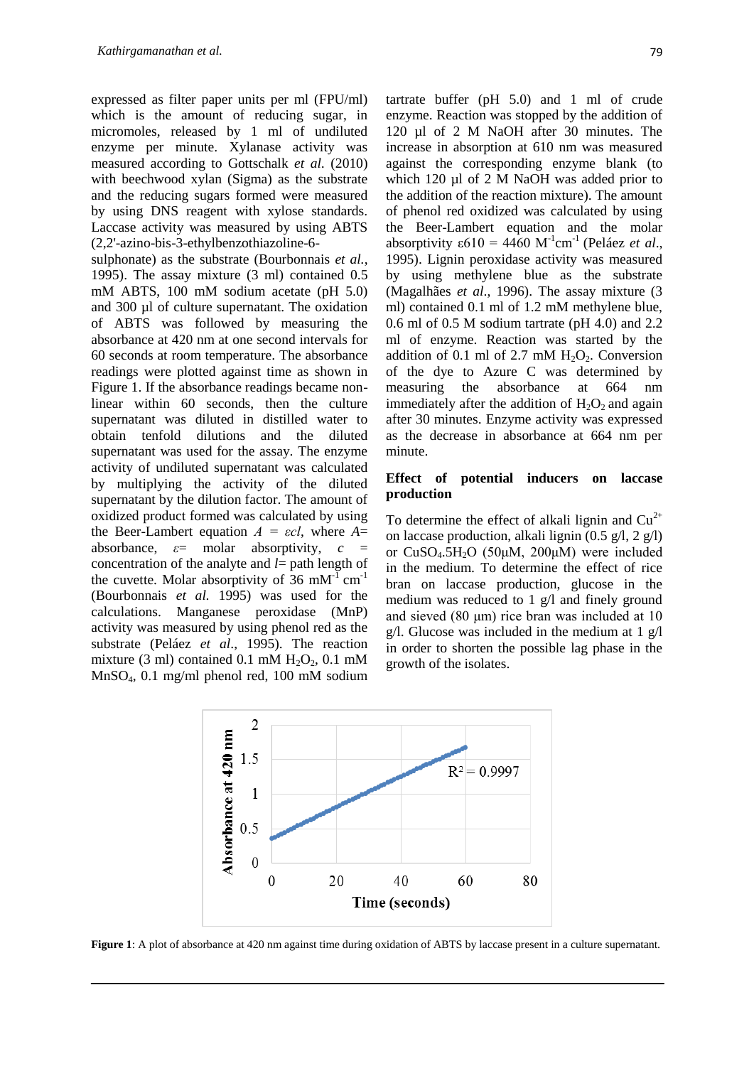expressed as filter paper units per ml (FPU/ml) which is the amount of reducing sugar, in micromoles, released by 1 ml of undiluted enzyme per minute. Xylanase activity was measured according to Gottschalk *et al.* (2010) with beechwood xylan (Sigma) as the substrate and the reducing sugars formed were measured by using DNS reagent with xylose standards. Laccase activity was measured by using ABTS (2,2'-azino-bis-3-ethylbenzothiazoline-6-sulphonate) as the substrate (Bourbonnais *et al.*, 1995). The assay mixture (3 ml) contained 0.5 mM ABTS, 100 mM sodium acetate (pH 5.0) and 300 µl of culture supernatant. The oxidation of ABTS was followed by measuring the absorbance at 420 nm at one second intervals for 60 seconds at room temperature. The absorbance readings were plotted against time as shown in Figure 1. If the absorbance readings became non-linear within 60 seconds, then the culture supernatant was diluted in distilled water to obtain tenfold dilutions and the diluted supernatant was used for the assay. The enzyme activity of undiluted supernatant was calculated by multiplying the activity of the diluted supernatant by the dilution factor. The amount of oxidized product formed was calculated by using the Beer-Lambert equation $A = \varepsilon cl$, where $A$= absorbance, $\varepsilon$= molar absorptivity, $c$ = concentration of the analyte and $l$= path length of the cuvette. Molar absorptivity of 36 $mM^{-1}$ $cm^{-1}$ (Bourbonnais *et al.* 1995) was used for the calculations. Manganese peroxidase (MnP) activity was measured by using phenol red as the substrate (Peláez *et al*., 1995). The reaction mixture (3 ml) contained 0.1 mM $H_2O_2$, 0.1 mM $MnSO_4$, 0.1 mg/ml phenol red, 100 mM sodium tartrate buffer (pH 5.0) and 1 ml of crude enzyme. Reaction was stopped by the addition of 120 µl of 2 M NaOH after 30 minutes. The increase in absorption at 610 nm was measured against the corresponding enzyme blank (to which 120 µl of 2 M NaOH was added prior to the addition of the reaction mixture). The amount of phenol red oxidized was calculated by using the Beer-Lambert equation and the molar absorptivity $\varepsilon 610 = 4460$ $M^{-1}cm^{-1}$ (Peláez *et al*., 1995). Lignin peroxidase activity was measured by using methylene blue as the substrate (Magalhães *et al*., 1996). The assay mixture (3 ml) contained 0.1 ml of 1.2 mM methylene blue, 0.6 ml of 0.5 M sodium tartrate (pH 4.0) and 2.2 ml of enzyme. Reaction was started by the addition of 0.1 ml of 2.7 mM $H_2O_2$. Conversion of the dye to Azure C was determined by measuring the absorbance at 664 nm immediately after the addition of $H_2O_2$ and again after 30 minutes. Enzyme activity was expressed as the decrease in absorbance at 664 nm per minute.

## Effect of potential inducers on laccase production

To determine the effect of alkali lignin and $Cu^{2+}$ on laccase production, alkali lignin (0.5 g/l, 2 g/l) or $CuSO_4.5H_2O$ (50µM, 200µM) were included in the medium. To determine the effect of rice bran on laccase production, glucose in the medium was reduced to 1 g/l and finely ground and sieved (80 µm) rice bran was included at 10 g/l. Glucose was included in the medium at 1 g/l in order to shorten the possible lag phase in the growth of the isolates.

**Figure 1**: A plot of absorbance at 420 nm against time during oxidation of ABTS by laccase present in a culture supernatant.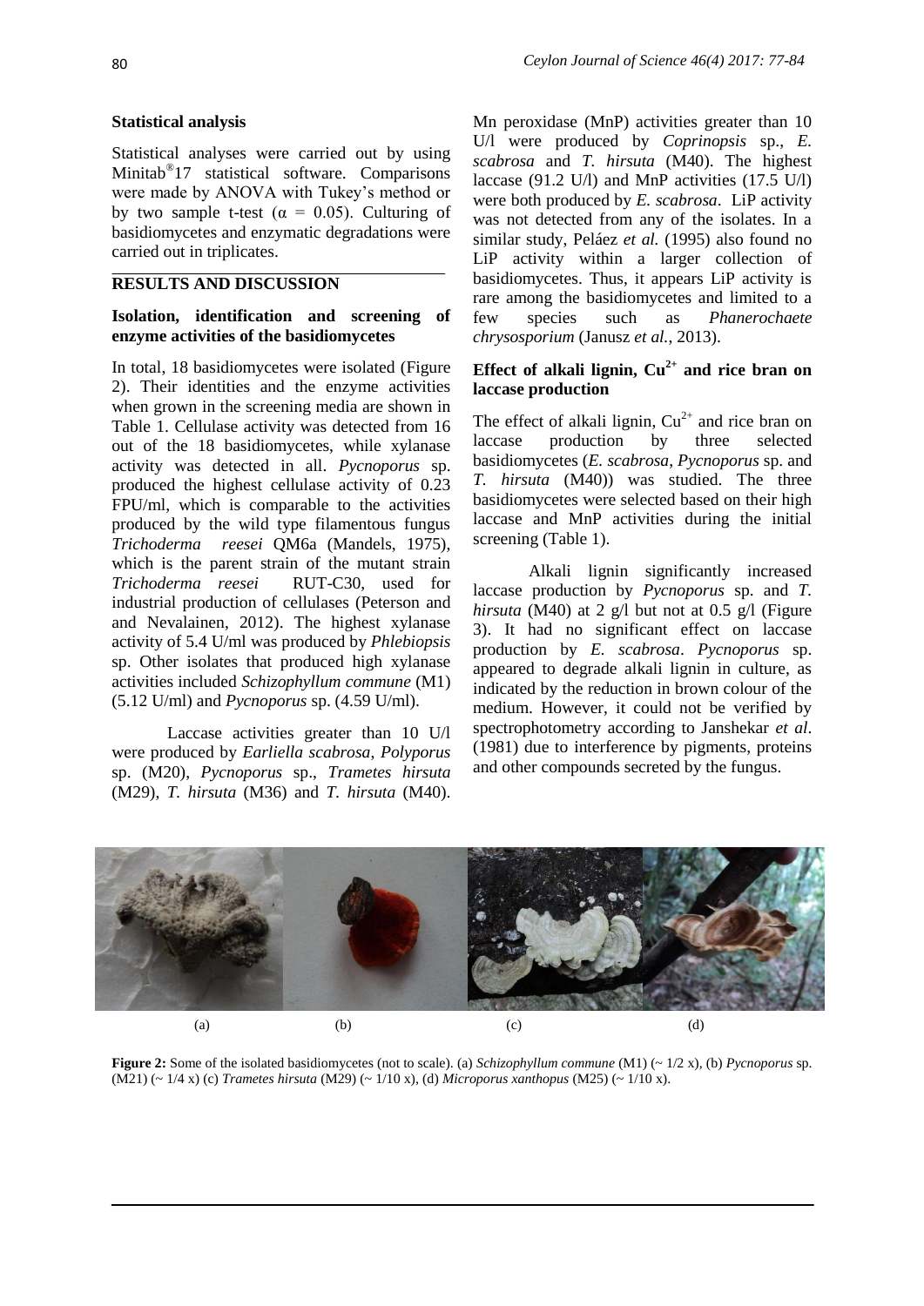### Statistical analysis

Statistical analyses were carried out by using Minitab®17 statistical software. Comparisons were made by ANOVA with Tukey's method or by two sample t-test ($\alpha$ = 0.05). Culturing of basidiomycetes and enzymatic degradations were carried out in triplicates.

## RESULTS AND DISCUSSION

### Isolation, identification and screening of enzyme activities of the basidiomycetes

In total, 18 basidiomycetes were isolated (Figure 2). Their identities and the enzyme activities when grown in the screening media are shown in Table 1. Cellulase activity was detected from 16 out of the 18 basidiomycetes, while xylanase activity was detected in all. *Pycnoporus* sp. produced the highest cellulase activity of 0.23 FPU/ml, which is comparable to the activities produced by the wild type filamentous fungus *Trichoderma reesei* QM6a (Mandels, 1975), which is the parent strain of the mutant strain *Trichoderma reesei* RUT-C30, used for industrial production of cellulases (Peterson and and Nevalainen, 2012). The highest xylanase activity of 5.4 U/ml was produced by *Phlebiopsis* sp. Other isolates that produced high xylanase activities included *Schizophyllum commune* (M1) (5.12 U/ml) and *Pycnoporus* sp. (4.59 U/ml).

Laccase activities greater than 10 U/l were produced by *Earliella scabrosa*, *Polyporus* sp. (M20), *Pycnoporus* sp., *Trametes hirsuta* (M29), *T. hirsuta* (M36) and *T. hirsuta* (M40). Mn peroxidase (MnP) activities greater than 10 U/l were produced by *Coprinopsis* sp., *E. scabrosa* and *T. hirsuta* (M40). The highest laccase (91.2 U/l) and MnP activities (17.5 U/l) were both produced by *E. scabrosa*. LiP activity was not detected from any of the isolates. In a similar study, Peláez *et al.* (1995) also found no LiP activity within a larger collection of basidiomycetes. Thus, it appears LiP activity is rare among the basidiomycetes and limited to a few species such as *Phanerochaete chrysosporium* (Janusz *et al.*, 2013).

### Effect of alkali lignin, $Cu^{2+}$ and rice bran on laccase production

The effect of alkali lignin, $Cu^{2+}$ and rice bran on laccase production by three selected basidiomycetes (*E. scabrosa*, *Pycnoporus* sp. and *T. hirsuta* (M40)) was studied. The three basidiomycetes were selected based on their high laccase and MnP activities during the initial screening (Table 1).

Alkali lignin significantly increased laccase production by *Pycnoporus* sp. and *T. hirsuta* (M40) at 2 g/l but not at 0.5 g/l (Figure 3). It had no significant effect on laccase production by *E. scabrosa*. *Pycnoporus* sp. appeared to degrade alkali lignin in culture, as indicated by the reduction in brown colour of the medium. However, it could not be verified by spectrophotometry according to Janshekar *et al*. (1981) due to interference by pigments, proteins and other compounds secreted by the fungus.

(a) (b) (c) (d)

**Figure 2:** Some of the isolated basidiomycetes (not to scale). (a) *Schizophyllum commune* (M1) (~ 1/2 x), (b) *Pycnoporus* sp. (M21) (~ 1/4 x) (c) *Trametes hirsuta* (M29) (~ 1/10 x), (d) *Microporus xanthopus* (M25) (~ 1/10 x).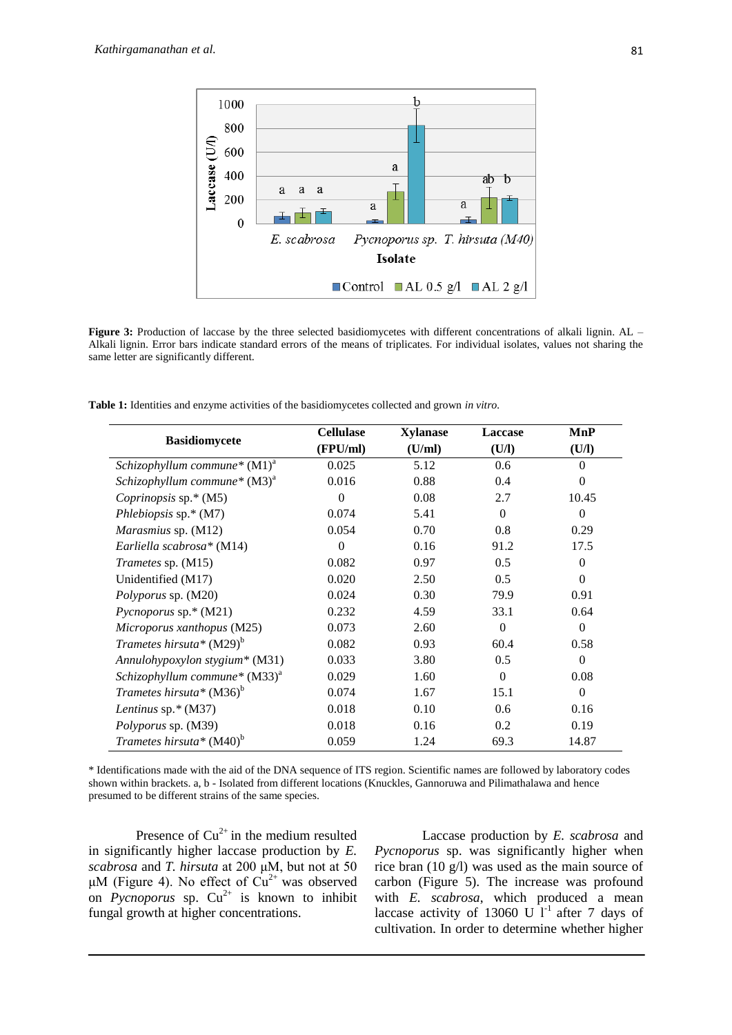**Figure 3:** Production of laccase by the three selected basidiomycetes with different concentrations of alkali lignin. AL – Alkali lignin. Error bars indicate standard errors of the means of triplicates. For individual isolates, values not sharing the same letter are significantly different.

**Table 1:** Identities and enzyme activities of the basidiomycetes collected and grown *in vitro.*

| Basidiomycete | Cellulase (FPU/ml) | Xylanase (U/ml) | Laccase (U/l) | MnP (U/l) |
|---|---|---|---|---|
| *Schizophyllum commune** (M1)[a] | 0.025 | 5.12 | 0.6 | 0 |
| *Schizophyllum commune** (M3)[a] | 0.016 | 0.88 | 0.4 | 0 |
| *Coprinopsis* sp.* (M5) | 0 | 0.08 | 2.7 | 10.45 |
| *Phlebiopsis* sp.* (M7) | 0.074 | 5.41 | 0 | 0 |
| *Marasmius* sp. (M12) | 0.054 | 0.70 | 0.8 | 0.29 |
| *Earliella scabrosa** (M14) | 0 | 0.16 | 91.2 | 17.5 |
| *Trametes* sp. (M15) | 0.082 | 0.97 | 0.5 | 0 |
| Unidentified (M17) | 0.020 | 2.50 | 0.5 | 0 |
| *Polyporus* sp. (M20) | 0.024 | 0.30 | 79.9 | 0.91 |
| *Pycnoporus* sp.* (M21) | 0.232 | 4.59 | 33.1 | 0.64 |
| *Microporus xanthopus* (M25) | 0.073 | 2.60 | 0 | 0 |
| *Trametes hirsuta** (M29)[b] | 0.082 | 0.93 | 60.4 | 0.58 |
| *Annulohypoxylon stygium** (M31) | 0.033 | 3.80 | 0.5 | 0 |
| *Schizophyllum commune** (M33)[a] | 0.029 | 1.60 | 0 | 0.08 |
| *Trametes hirsuta** (M36)[b] | 0.074 | 1.67 | 15.1 | 0 |
| *Lentinus* sp.* (M37) | 0.018 | 0.10 | 0.6 | 0.16 |
| *Polyporus* sp. (M39) | 0.018 | 0.16 | 0.2 | 0.19 |
| *Trametes hirsuta** (M40)[b] | 0.059 | 1.24 | 69.3 | 14.87 |

* Identifications made with the aid of the DNA sequence of ITS region. Scientific names are followed by laboratory codes shown within brackets. a, b - Isolated from different locations (Knuckles, Gannoruwa and Pilimathalawa and hence presumed to be different strains of the same species.

Presence of $Cu^{2+}$ in the medium resulted in significantly higher laccase production by *E. scabrosa* and *T. hirsuta* at 200 μM, but not at 50 μM (Figure 4). No effect of $Cu^{2+}$ was observed on *Pycnoporus* sp. $Cu^{2+}$ is known to inhibit fungal growth at higher concentrations.

Laccase production by *E. scabrosa* and *Pycnoporus* sp. was significantly higher when rice bran (10 g/l) was used as the main source of carbon (Figure 5). The increase was profound with *E. scabrosa*, which produced a mean laccase activity of 13060 U $l^{-1}$ after 7 days of cultivation. In order to determine whether higher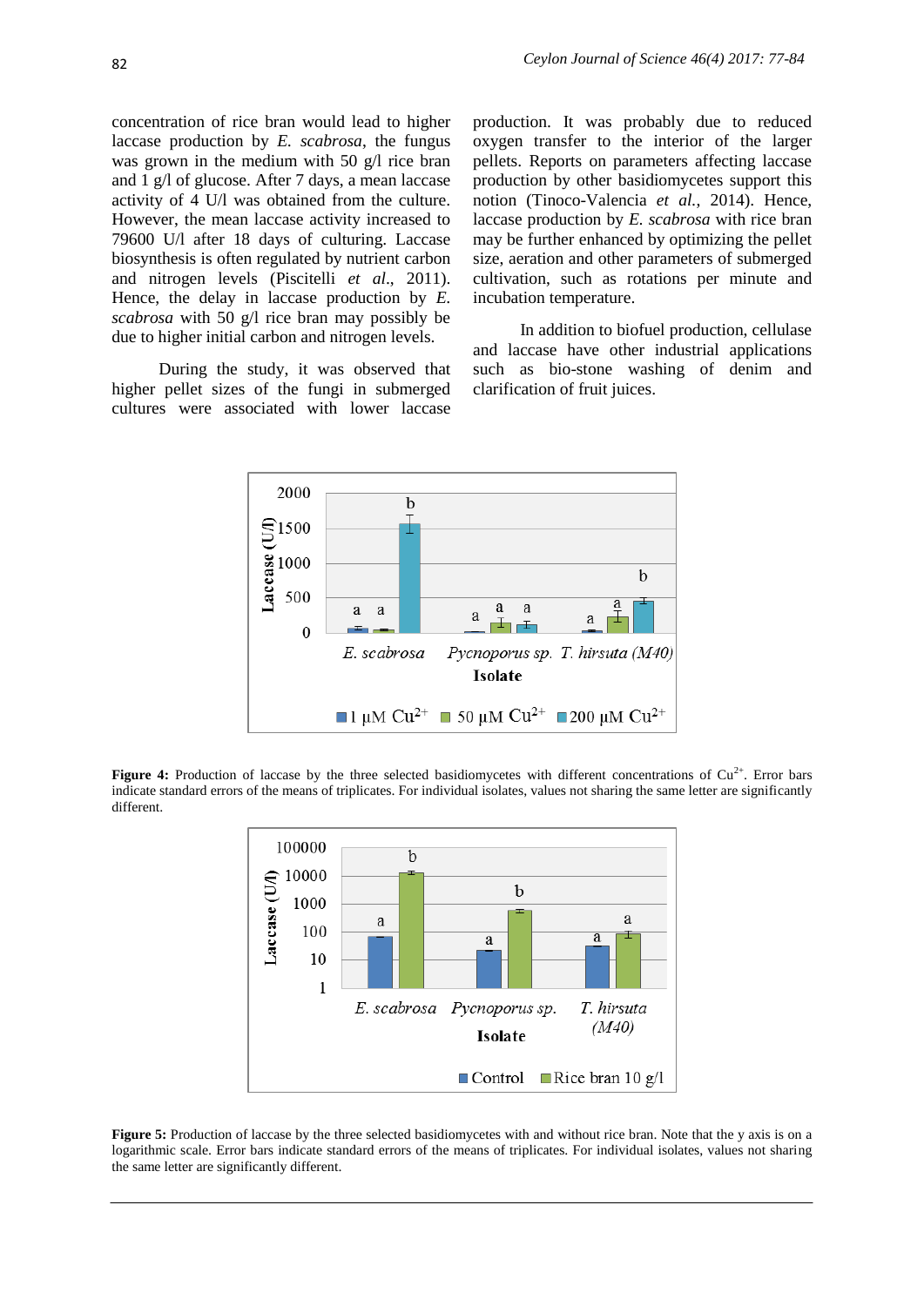concentration of rice bran would lead to higher laccase production by *E. scabrosa*, the fungus was grown in the medium with 50 g/l rice bran and 1 g/l of glucose. After 7 days, a mean laccase activity of 4 U/l was obtained from the culture. However, the mean laccase activity increased to 79600 U/l after 18 days of culturing. Laccase biosynthesis is often regulated by nutrient carbon and nitrogen levels (Piscitelli *et al*., 2011). Hence, the delay in laccase production by *E. scabrosa* with 50 g/l rice bran may possibly be due to higher initial carbon and nitrogen levels.

During the study, it was observed that higher pellet sizes of the fungi in submerged cultures were associated with lower laccase production. It was probably due to reduced oxygen transfer to the interior of the larger pellets. Reports on parameters affecting laccase production by other basidiomycetes support this notion (Tinoco-Valencia *et al.*, 2014). Hence, laccase production by *E. scabrosa* with rice bran may be further enhanced by optimizing the pellet size, aeration and other parameters of submerged cultivation, such as rotations per minute and incubation temperature.

In addition to biofuel production, cellulase and laccase have other industrial applications such as bio-stone washing of denim and clarification of fruit juices.

**Figure 4:** Production of laccase by the three selected basidiomycetes with different concentrations of $Cu^{2+}$. Error bars indicate standard errors of the means of triplicates. For individual isolates, values not sharing the same letter are significantly different.

**Figure 5:** Production of laccase by the three selected basidiomycetes with and without rice bran. Note that the y axis is on a logarithmic scale. Error bars indicate standard errors of the means of triplicates. For individual isolates, values not sharing the same letter are significantly different.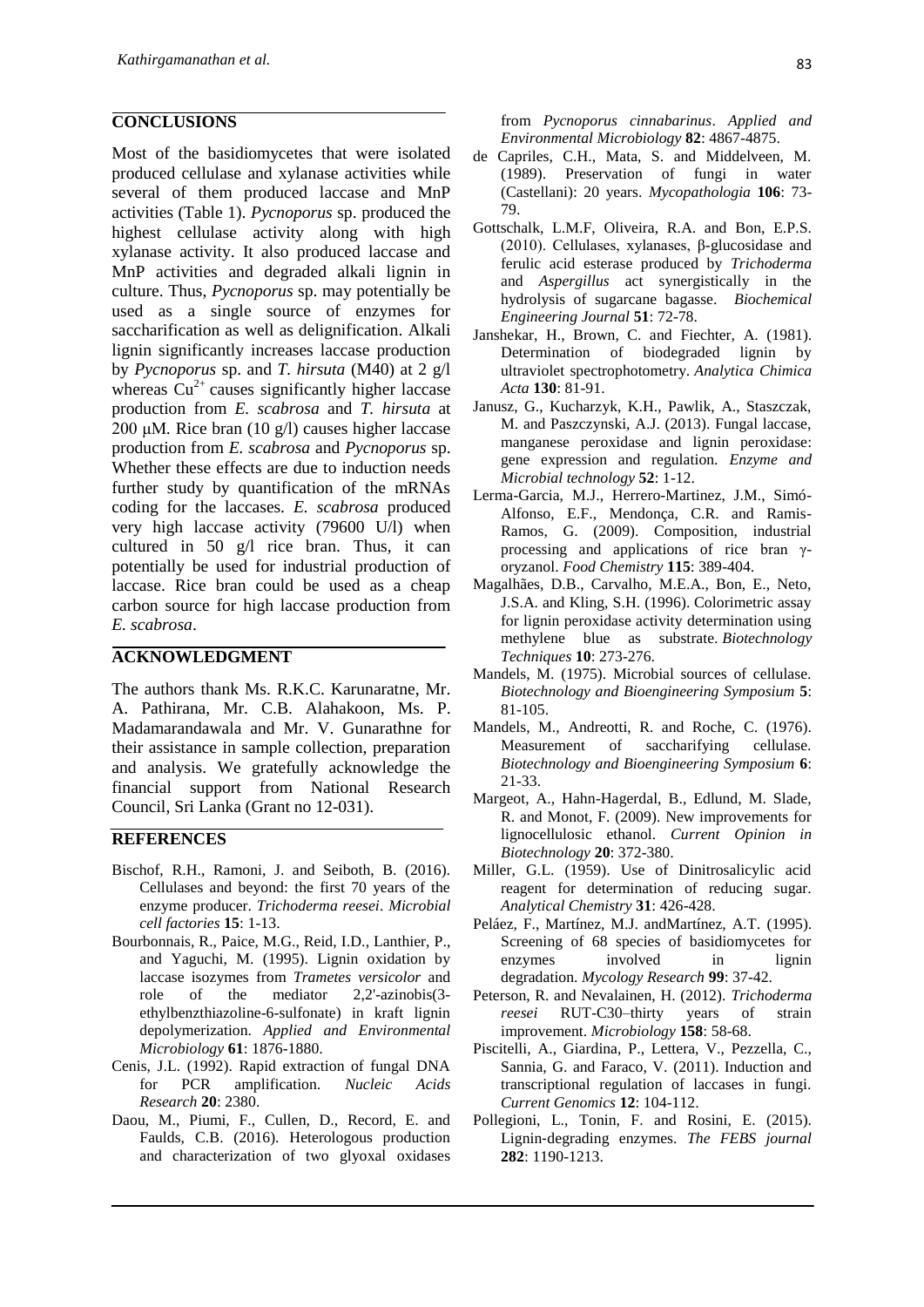## CONCLUSIONS

Most of the basidiomycetes that were isolated produced cellulase and xylanase activities while several of them produced laccase and MnP activities (Table 1). *Pycnoporus* sp. produced the highest cellulase activity along with high xylanase activity. It also produced laccase and MnP activities and degraded alkali lignin in culture. Thus, *Pycnoporus* sp. may potentially be used as a single source of enzymes for saccharification as well as delignification. Alkali lignin significantly increases laccase production by *Pycnoporus* sp. and *T. hirsuta* (M40) at 2 g/l whereas $Cu^{2+}$ causes significantly higher laccase production from *E. scabrosa* and *T. hirsuta* at 200 μM. Rice bran (10 g/l) causes higher laccase production from *E. scabrosa* and *Pycnoporus* sp. Whether these effects are due to induction needs further study by quantification of the mRNAs coding for the laccases. *E. scabrosa* produced very high laccase activity (79600 U/l) when cultured in 50 g/l rice bran. Thus, it can potentially be used for industrial production of laccase. Rice bran could be used as a cheap carbon source for high laccase production from *E. scabrosa*.

## ACKNOWLEDGMENT

The authors thank Ms. R.K.C. Karunaratne, Mr. A. Pathirana, Mr. C.B. Alahakoon, Ms. P. Madamarandawala and Mr. V. Gunarathne for their assistance in sample collection, preparation and analysis. We gratefully acknowledge the financial support from National Research Council, Sri Lanka (Grant no 12-031).

## REFERENCES

Bischof, R.H., Ramoni, J. and Seiboth, B. (2016). Cellulases and beyond: the first 70 years of the enzyme producer. *Trichoderma reesei*. *Microbial cell factories* **15**: 1-13.

Bourbonnais, R., Paice, M.G., Reid, I.D., Lanthier, P., and Yaguchi, M. (1995). Lignin oxidation by laccase isozymes from *Trametes versicolor* and role of the mediator 2,2'-azinobis(3-ethylbenzthiazoline-6-sulfonate) in kraft lignin depolymerization. *Applied and Environmental Microbiology* **61**: 1876-1880.

Cenis, J.L. (1992). Rapid extraction of fungal DNA for PCR amplification. *Nucleic Acids Research* **20**: 2380.

Daou, M., Piumi, F., Cullen, D., Record, E. and Faulds, C.B. (2016). Heterologous production and characterization of two glyoxal oxidases from *Pycnoporus cinnabarinus*. *Applied and Environmental Microbiology* **82**: 4867-4875.

de Capriles, C.H., Mata, S. and Middelveen, M. (1989). Preservation of fungi in water (Castellani): 20 years. *Mycopathologia* **106**: 73-79.

Gottschalk, L.M.F, Oliveira, R.A. and Bon, E.P.S. (2010). Cellulases, xylanases, β-glucosidase and ferulic acid esterase produced by *Trichoderma* and *Aspergillus* act synergistically in the hydrolysis of sugarcane bagasse. *Biochemical Engineering Journal* **51**: 72-78.

Janshekar, H., Brown, C. and Fiechter, A. (1981). Determination of biodegraded lignin by ultraviolet spectrophotometry. *Analytica Chimica Acta* **130**: 81-91.

Janusz, G., Kucharzyk, K.H., Pawlik, A., Staszczak, M. and Paszczynski, A.J. (2013). Fungal laccase, manganese peroxidase and lignin peroxidase: gene expression and regulation. *Enzyme and Microbial technology* **52**: 1-12.

Lerma-Garcia, M.J., Herrero-Martinez, J.M., Simó-Alfonso, E.F., Mendonça, C.R. and Ramis-Ramos, G. (2009). Composition, industrial processing and applications of rice bran γ-oryzanol. *Food Chemistry* **115**: 389-404.

Magalhães, D.B., Carvalho, M.E.A., Bon, E., Neto, J.S.A. and Kling, S.H. (1996). Colorimetric assay for lignin peroxidase activity determination using methylene blue as substrate. *Biotechnology Techniques* **10**: 273-276.

Mandels, M. (1975). Microbial sources of cellulase. *Biotechnology and Bioengineering Symposium* **5**: 81-105.

Mandels, M., Andreotti, R. and Roche, C. (1976). Measurement of saccharifying cellulase. *Biotechnology and Bioengineering Symposium* **6**: 21-33.

Margeot, A., Hahn-Hagerdal, B., Edlund, M. Slade, R. and Monot, F. (2009). New improvements for lignocellulosic ethanol. *Current Opinion in Biotechnology* **20**: 372-380.

Miller, G.L. (1959). Use of Dinitrosalicylic acid reagent for determination of reducing sugar. *Analytical Chemistry* **31**: 426-428.

Peláez, F., Martínez, M.J. andMartínez, A.T. (1995). Screening of 68 species of basidiomycetes for enzymes involved in lignin degradation. *Mycology Research* **99**: 37-42.

Peterson, R. and Nevalainen, H. (2012). *Trichoderma reesei* RUT-C30–thirty years of strain improvement. *Microbiology* **158**: 58-68.

Piscitelli, A., Giardina, P., Lettera, V., Pezzella, C., Sannia, G. and Faraco, V. (2011). Induction and transcriptional regulation of laccases in fungi. *Current Genomics* **12**: 104-112.

Pollegioni, L., Tonin, F. and Rosini, E. (2015). Lignin-degrading enzymes. *The FEBS journal* **282**: 1190-1213.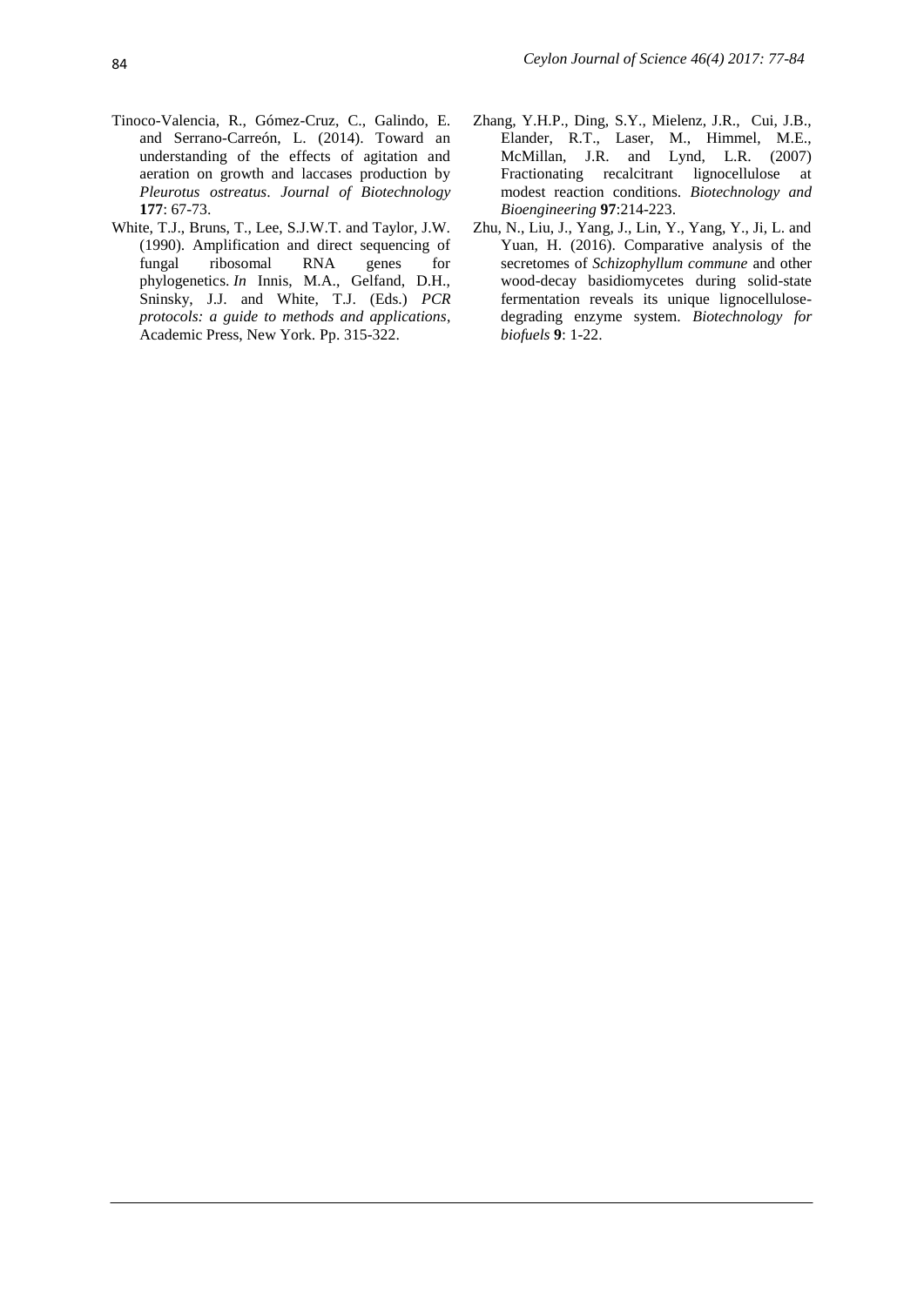Tinoco-Valencia, R., Gómez-Cruz, C., Galindo, E. and Serrano-Carreón, L. (2014). Toward an understanding of the effects of agitation and aeration on growth and laccases production by *Pleurotus ostreatus*. *Journal of Biotechnology* **177**: 67-73.

White, T.J., Bruns, T., Lee, S.J.W.T. and Taylor, J.W. (1990). Amplification and direct sequencing of fungal ribosomal RNA genes for phylogenetics. *In* Innis, M.A., Gelfand, D.H., Sninsky, J.J. and White, T.J. (Eds.) *PCR protocols: a guide to methods and applications*, Academic Press, New York. Pp. 315-322.

Zhang, Y.H.P., Ding, S.Y., Mielenz, J.R., Cui, J.B., Elander, R.T., Laser, M., Himmel, M.E., McMillan, J.R. and Lynd, L.R. (2007) Fractionating recalcitrant lignocellulose at modest reaction conditions. *Biotechnology and Bioengineering* **97**:214-223.

Zhu, N., Liu, J., Yang, J., Lin, Y., Yang, Y., Ji, L. and Yuan, H. (2016). Comparative analysis of the secretomes of *Schizophyllum commune* and other wood-decay basidiomycetes during solid-state fermentation reveals its unique lignocellulose-degrading enzyme system. *Biotechnology for biofuels* **9**: 1-22.